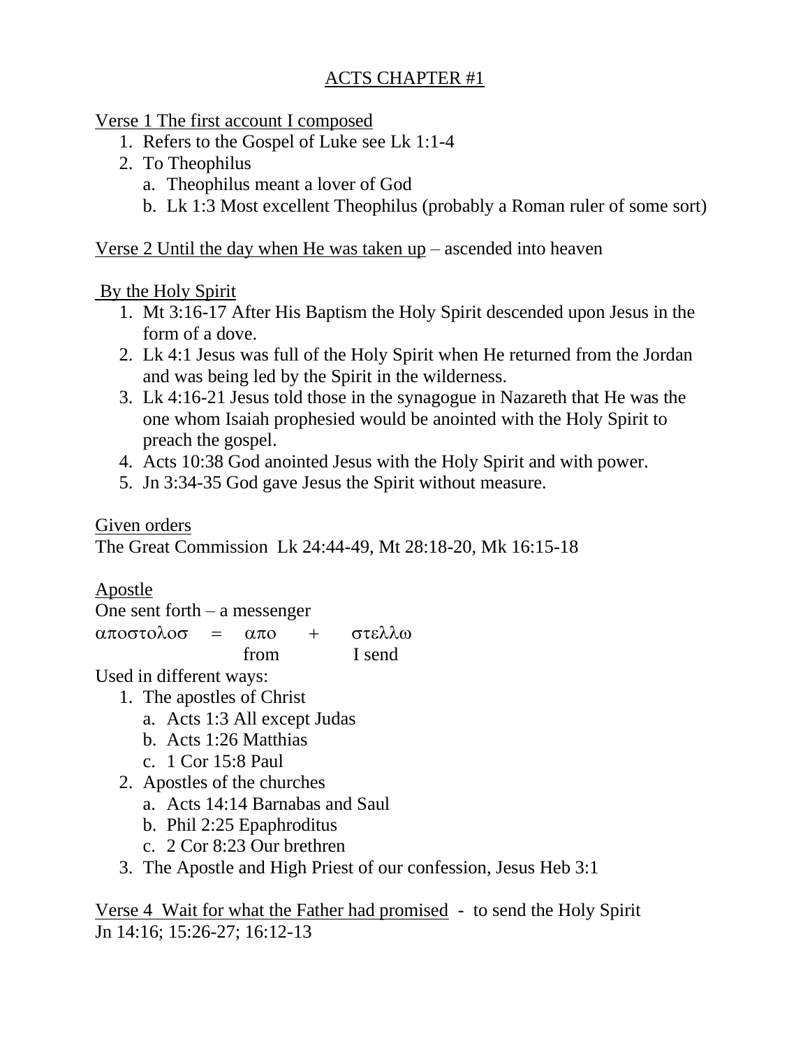# ACTS CHAPTER #1

<u>Verse 1 The first account I composed</u>

1. Refers to the Gospel of Luke see Lk 1:1-4
2. To Theophilus
   a. Theophilus meant a lover of God
   b. Lk 1:3 Most excellent Theophilus (probably a Roman ruler of some sort)

<u>Verse 2 Until the day when He was taken up</u> – ascended into heaven

<u>By the Holy Spirit</u>

1. Mt 3:16-17 After His Baptism the Holy Spirit descended upon Jesus in the form of a dove.
2. Lk 4:1 Jesus was full of the Holy Spirit when He returned from the Jordan and was being led by the Spirit in the wilderness.
3. Lk 4:16-21 Jesus told those in the synagogue in Nazareth that He was the one whom Isaiah prophesied would be anointed with the Holy Spirit to preach the gospel.
4. Acts 10:38 God anointed Jesus with the Holy Spirit and with power.
5. Jn 3:34-35 God gave Jesus the Spirit without measure.

<u>Given orders</u>
The Great Commission Lk 24:44-49, Mt 28:18-20, Mk 16:15-18

<u>Apostle</u>
One sent forth – a messenger

αποστολοσ = απο + στελλω
from I send

Used in different ways:

1. The apostles of Christ
   a. Acts 1:3 All except Judas
   b. Acts 1:26 Matthias
   c. 1 Cor 15:8 Paul
2. Apostles of the churches
   a. Acts 14:14 Barnabas and Saul
   b. Phil 2:25 Epaphroditus
   c. 2 Cor 8:23 Our brethren
3. The Apostle and High Priest of our confession, Jesus Heb 3:1

<u>Verse 4 Wait for what the Father had promised</u> - to send the Holy Spirit
Jn 14:16; 15:26-27; 16:12-13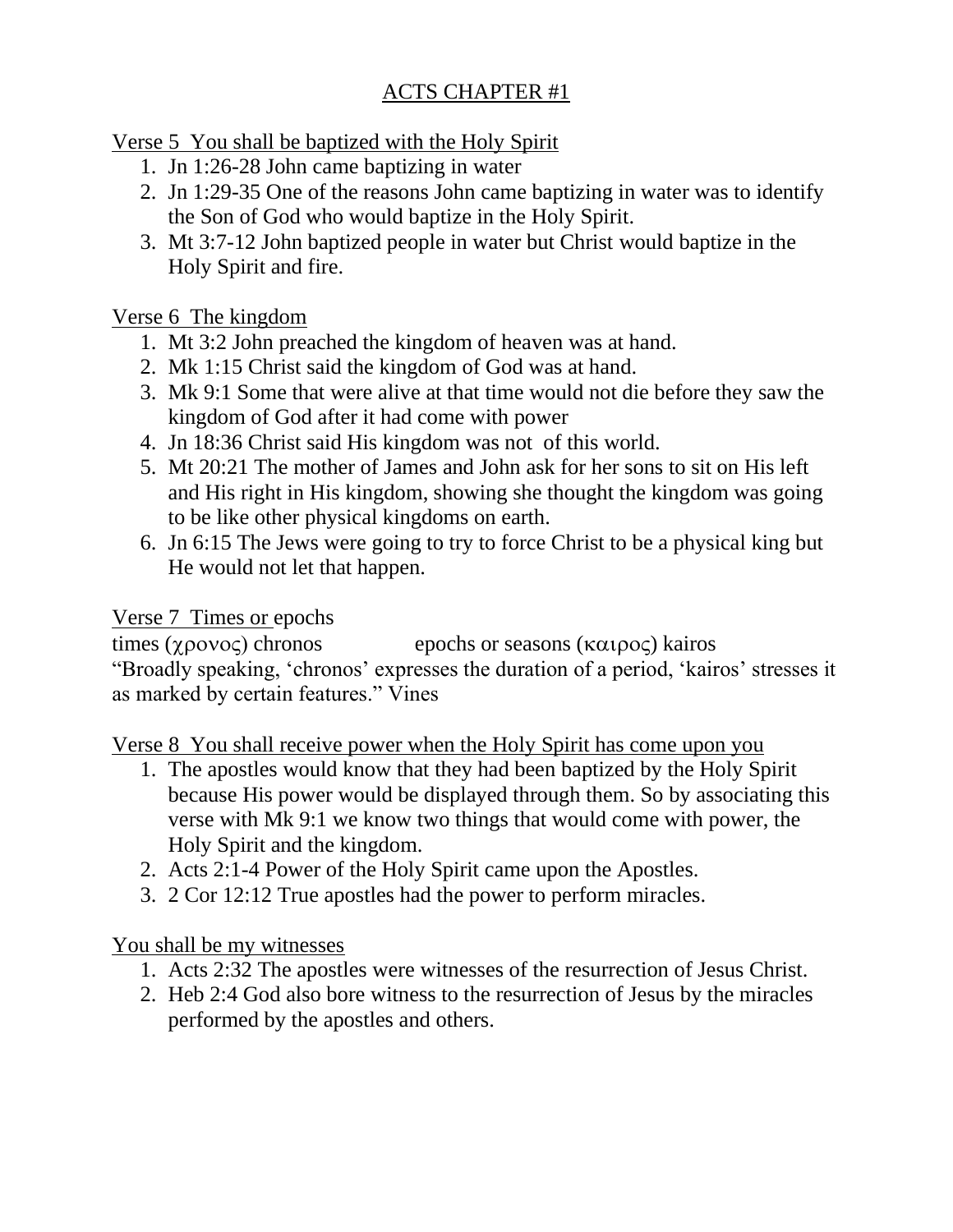# ACTS CHAPTER #1

Verse 5  You shall be baptized with the Holy Spirit

1. Jn 1:26-28 John came baptizing in water
2. Jn 1:29-35 One of the reasons John came baptizing in water was to identify the Son of God who would baptize in the Holy Spirit.
3. Mt 3:7-12 John baptized people in water but Christ would baptize in the Holy Spirit and fire.

Verse 6  The kingdom

1. Mt 3:2 John preached the kingdom of heaven was at hand.
2. Mk 1:15 Christ said the kingdom of God was at hand.
3. Mk 9:1 Some that were alive at that time would not die before they saw the kingdom of God after it had come with power
4. Jn 18:36 Christ said His kingdom was not  of this world.
5. Mt 20:21 The mother of James and John ask for her sons to sit on His left and His right in His kingdom, showing she thought the kingdom was going to be like other physical kingdoms on earth.
6. Jn 6:15 The Jews were going to try to force Christ to be a physical king but He would not let that happen.

Verse 7  Times or epochs

times (χρονος) chronos          epochs or seasons (καιρος) kairos

"Broadly speaking, 'chronos' expresses the duration of a period, 'kairos' stresses it as marked by certain features." Vines

Verse 8  You shall receive power when the Holy Spirit has come upon you

1. The apostles would know that they had been baptized by the Holy Spirit because His power would be displayed through them. So by associating this verse with Mk 9:1 we know two things that would come with power, the Holy Spirit and the kingdom.
2. Acts 2:1-4 Power of the Holy Spirit came upon the Apostles.
3. 2 Cor 12:12 True apostles had the power to perform miracles.

You shall be my witnesses

1. Acts 2:32 The apostles were witnesses of the resurrection of Jesus Christ.
2. Heb 2:4 God also bore witness to the resurrection of Jesus by the miracles performed by the apostles and others.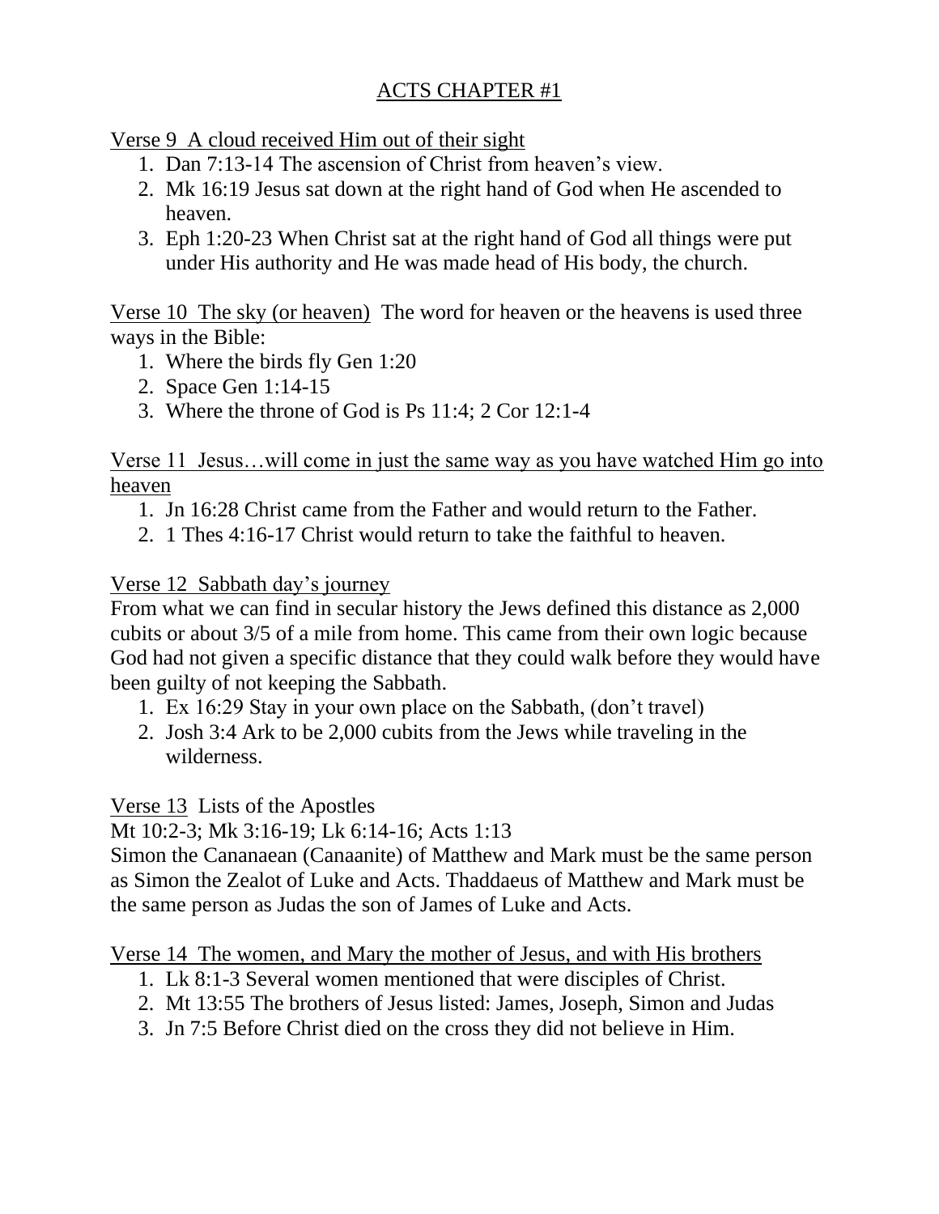# ACTS CHAPTER #1

Verse 9 A cloud received Him out of their sight

1. Dan 7:13-14 The ascension of Christ from heaven's view.
2. Mk 16:19 Jesus sat down at the right hand of God when He ascended to heaven.
3. Eph 1:20-23 When Christ sat at the right hand of God all things were put under His authority and He was made head of His body, the church.

Verse 10 The sky (or heaven) The word for heaven or the heavens is used three ways in the Bible:

1. Where the birds fly Gen 1:20
2. Space Gen 1:14-15
3. Where the throne of God is Ps 11:4; 2 Cor 12:1-4

Verse 11 Jesus…will come in just the same way as you have watched Him go into heaven

1. Jn 16:28 Christ came from the Father and would return to the Father.
2. 1 Thes 4:16-17 Christ would return to take the faithful to heaven.

Verse 12 Sabbath day's journey

From what we can find in secular history the Jews defined this distance as 2,000 cubits or about 3/5 of a mile from home. This came from their own logic because God had not given a specific distance that they could walk before they would have been guilty of not keeping the Sabbath.

1. Ex 16:29 Stay in your own place on the Sabbath, (don't travel)
2. Josh 3:4 Ark to be 2,000 cubits from the Jews while traveling in the wilderness.

Verse 13 Lists of the Apostles

Mt 10:2-3; Mk 3:16-19; Lk 6:14-16; Acts 1:13

Simon the Cananaean (Canaanite) of Matthew and Mark must be the same person as Simon the Zealot of Luke and Acts. Thaddaeus of Matthew and Mark must be the same person as Judas the son of James of Luke and Acts.

Verse 14 The women, and Mary the mother of Jesus, and with His brothers

1. Lk 8:1-3 Several women mentioned that were disciples of Christ.
2. Mt 13:55 The brothers of Jesus listed: James, Joseph, Simon and Judas
3. Jn 7:5 Before Christ died on the cross they did not believe in Him.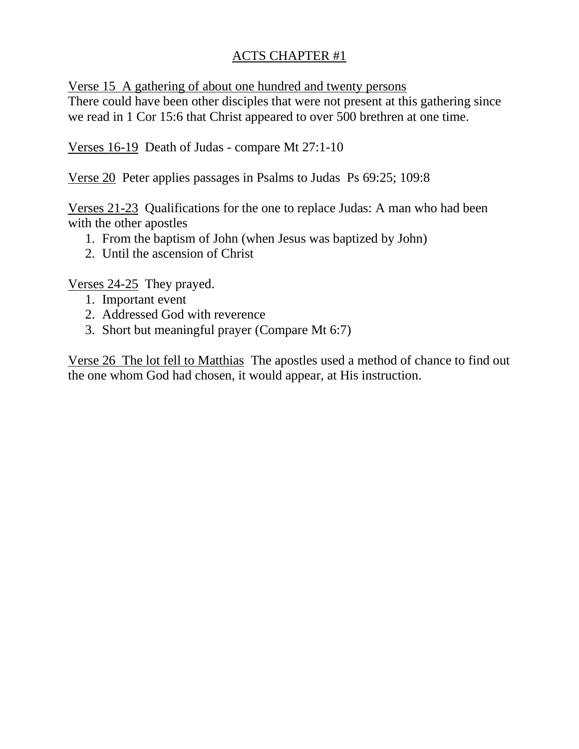# ACTS CHAPTER #1

Verse 15  A gathering of about one hundred and twenty persons
There could have been other disciples that were not present at this gathering since we read in 1 Cor 15:6 that Christ appeared to over 500 brethren at one time.

Verses 16-19  Death of Judas - compare Mt 27:1-10

Verse 20  Peter applies passages in Psalms to Judas  Ps 69:25; 109:8

Verses 21-23  Qualifications for the one to replace Judas: A man who had been with the other apostles

1. From the baptism of John (when Jesus was baptized by John)
2. Until the ascension of Christ

Verses 24-25  They prayed.

1. Important event
2. Addressed God with reverence
3. Short but meaningful prayer (Compare Mt 6:7)

Verse 26  The lot fell to Matthias  The apostles used a method of chance to find out the one whom God had chosen, it would appear, at His instruction.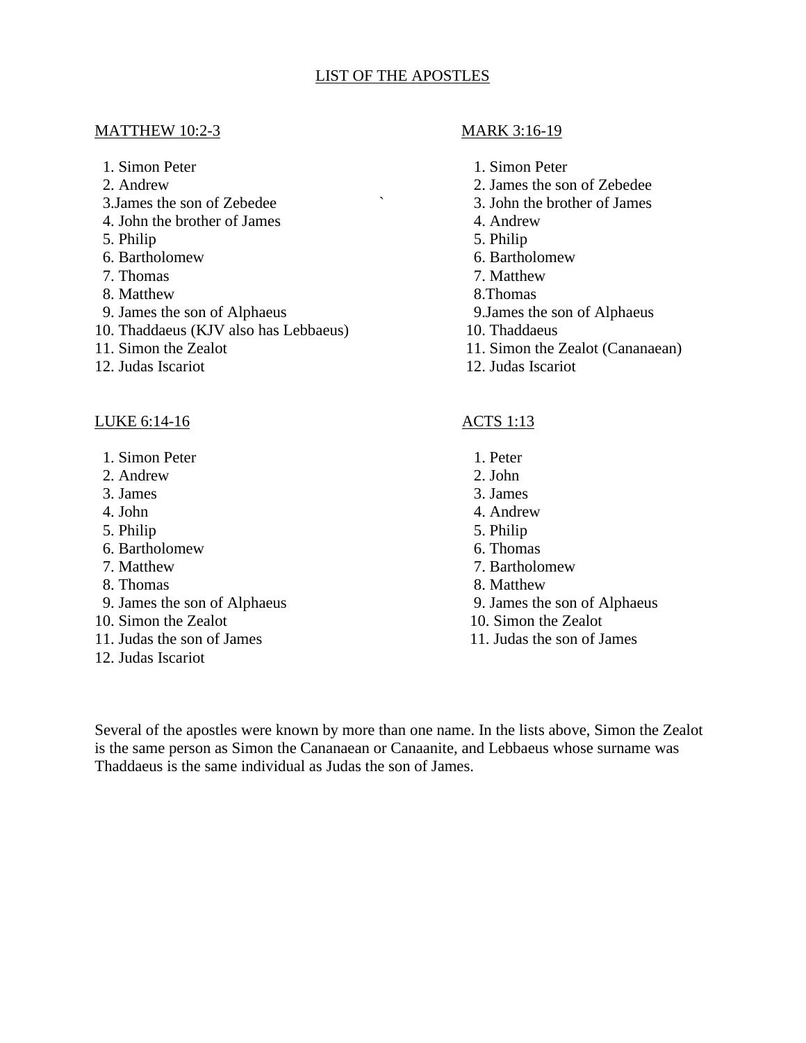# LIST OF THE APOSTLES

## MATTHEW 10:2-3

1. Simon Peter
2. Andrew
3. James the son of Zebedee
4. John the brother of James
5. Philip
6. Bartholomew
7. Thomas
8. Matthew
9. James the son of Alphaeus
10. Thaddaeus (KJV also has Lebbaeus)
11. Simon the Zealot
12. Judas Iscariot

## MARK 3:16-19

1. Simon Peter
2. James the son of Zebedee
3. John the brother of James
4. Andrew
5. Philip
6. Bartholomew
7. Matthew
8. Thomas
9. James the son of Alphaeus
10. Thaddaeus
11. Simon the Zealot (Cananaean)
12. Judas Iscariot

## LUKE 6:14-16

1. Simon Peter
2. Andrew
3. James
4. John
5. Philip
6. Bartholomew
7. Matthew
8. Thomas
9. James the son of Alphaeus
10. Simon the Zealot
11. Judas the son of James
12. Judas Iscariot

## ACTS 1:13

1. Peter
2. John
3. James
4. Andrew
5. Philip
6. Thomas
7. Bartholomew
8. Matthew
9. James the son of Alphaeus
10. Simon the Zealot
11. Judas the son of James

Several of the apostles were known by more than one name. In the lists above, Simon the Zealot is the same person as Simon the Cananaean or Canaanite, and Lebbaeus whose surname was Thaddaeus is the same individual as Judas the son of James.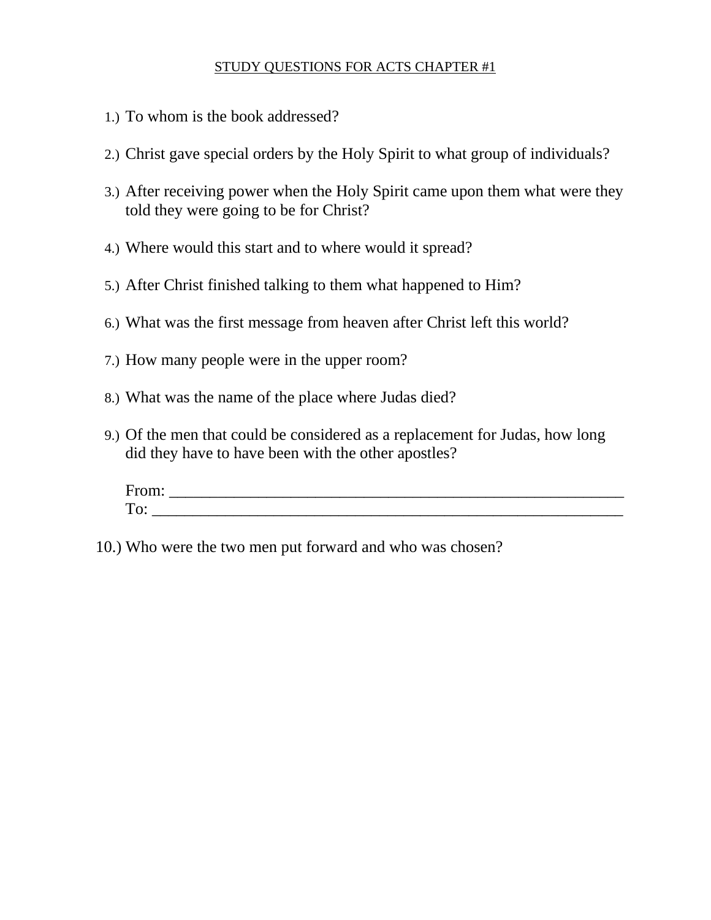STUDY QUESTIONS FOR ACTS CHAPTER #1

1.) To whom is the book addressed?

2.) Christ gave special orders by the Holy Spirit to what group of individuals?

3.) After receiving power when the Holy Spirit came upon them what were they told they were going to be for Christ?

4.) Where would this start and to where would it spread?

5.) After Christ finished talking to them what happened to Him?

6.) What was the first message from heaven after Christ left this world?

7.) How many people were in the upper room?

8.) What was the name of the place where Judas died?

9.) Of the men that could be considered as a replacement for Judas, how long did they have to have been with the other apostles?

    From: ____________________________________________________________
    To: ______________________________________________________________

10.) Who were the two men put forward and who was chosen?